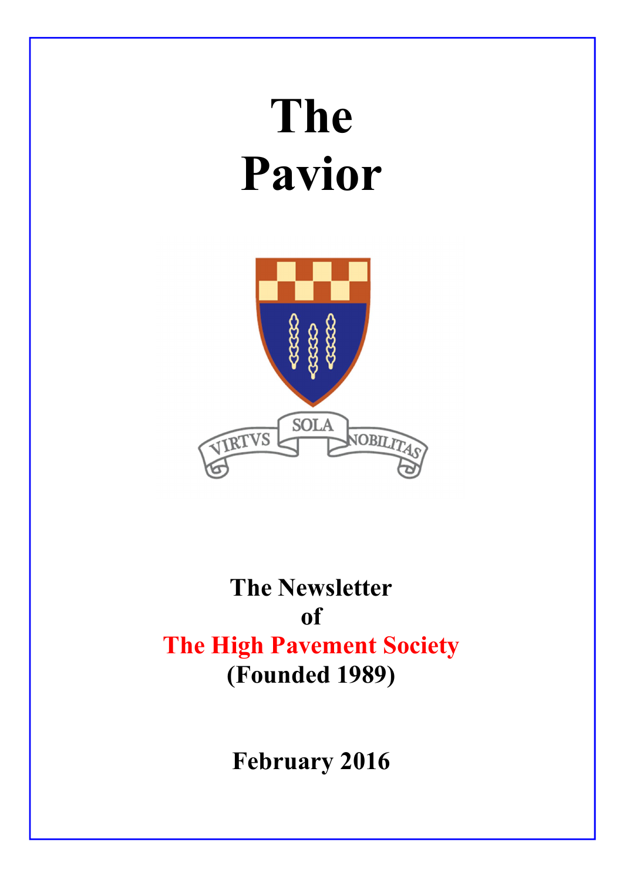# The Pavior

VIRTVS SOLA NOBILITAS

**The Newsletter of The High Pavement Society (Founded 1989)**

**February 2016**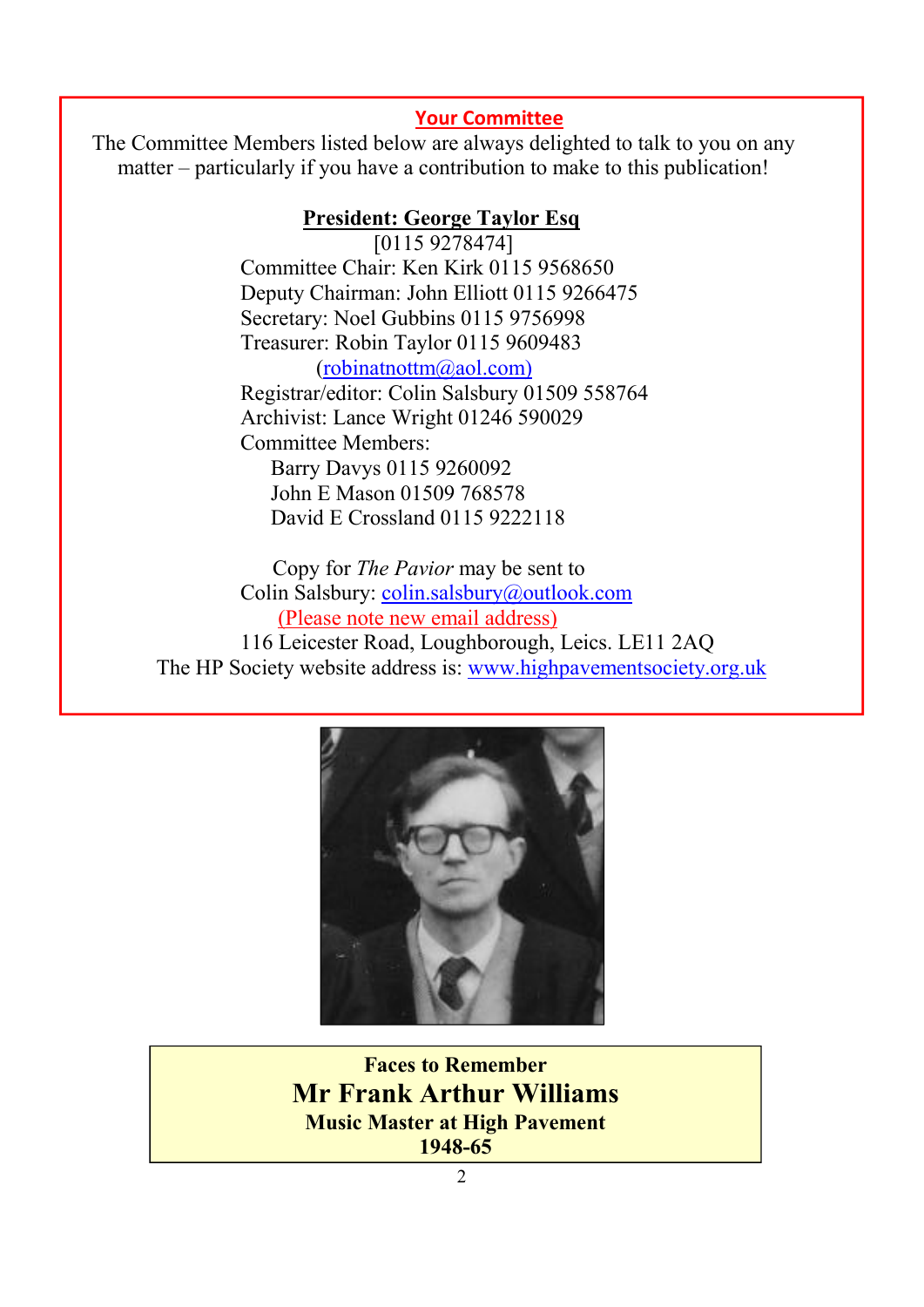## Your Committee

The Committee Members listed below are always delighted to talk to you on any matter – particularly if you have a contribution to make to this publication!

**President: George Taylor Esq**
[0115 9278474]

Committee Chair: Ken Kirk 0115 9568650
Deputy Chairman: John Elliott 0115 9266475
Secretary: Noel Gubbins 0115 9756998
Treasurer: Robin Taylor 0115 9609483
(robinatnottm@aol.com)
Registrar/editor: Colin Salsbury 01509 558764
Archivist: Lance Wright 01246 590029
Committee Members:
Barry Davys 0115 9260092
John E Mason 01509 768578
David E Crossland 0115 9222118

Copy for *The Pavior* may be sent to
Colin Salsbury: colin.salsbury@outlook.com
(Please note new email address)
116 Leicester Road, Loughborough, Leics. LE11 2AQ
The HP Society website address is: www.highpavementsociety.org.uk

**Faces to Remember**

**Mr Frank Arthur Williams**

**Music Master at High Pavement**

**1948-65**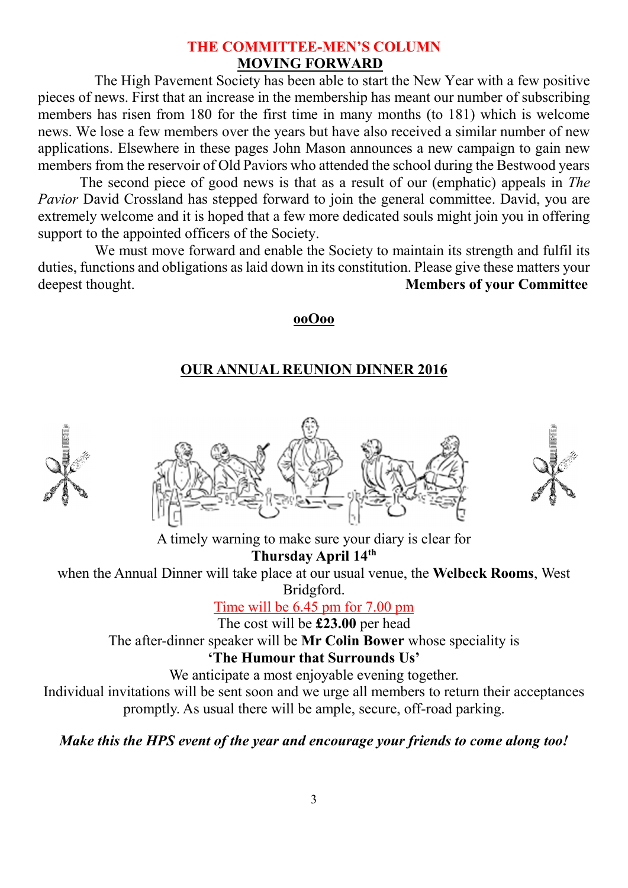## THE COMMITTEE-MEN'S COLUMN

### MOVING FORWARD

The High Pavement Society has been able to start the New Year with a few positive pieces of news. First that an increase in the membership has meant our number of subscribing members has risen from 180 for the first time in many months (to 181) which is welcome news. We lose a few members over the years but have also received a similar number of new applications. Elsewhere in these pages John Mason announces a new campaign to gain new members from the reservoir of Old Paviors who attended the school during the Bestwood years

The second piece of good news is that as a result of our (emphatic) appeals in *The Pavior* David Crossland has stepped forward to join the general committee. David, you are extremely welcome and it is hoped that a few more dedicated souls might join you in offering support to the appointed officers of the Society.

We must move forward and enable the Society to maintain its strength and fulfil its duties, functions and obligations as laid down in its constitution. Please give these matters your deepest thought.

**Members of your Committee**

**ooOoo**

## OUR ANNUAL REUNION DINNER 2016

A timely warning to make sure your diary is clear for

**Thursday April 14th**

when the Annual Dinner will take place at our usual venue, the **Welbeck Rooms**, West Bridgford.

Time will be 6.45 pm for 7.00 pm

The cost will be **£23.00** per head

The after-dinner speaker will be **Mr Colin Bower** whose speciality is

**'The Humour that Surrounds Us'**

We anticipate a most enjoyable evening together.

Individual invitations will be sent soon and we urge all members to return their acceptances promptly. As usual there will be ample, secure, off-road parking.

***Make this the HPS event of the year and encourage your friends to come along too!***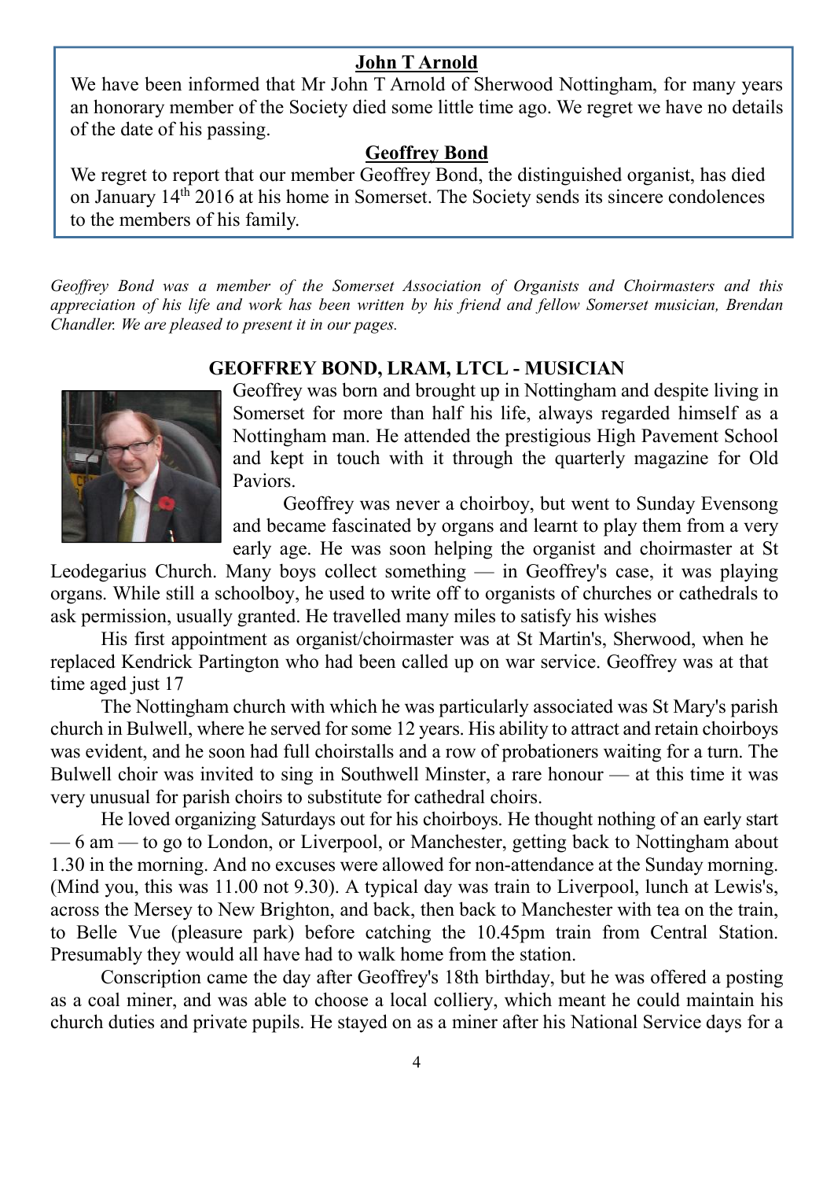## John T Arnold

We have been informed that Mr John T Arnold of Sherwood Nottingham, for many years an honorary member of the Society died some little time ago. We regret we have no details of the date of his passing.

## Geoffrey Bond

We regret to report that our member Geoffrey Bond, the distinguished organist, has died on January 14th 2016 at his home in Somerset. The Society sends its sincere condolences to the members of his family.

*Geoffrey Bond was a member of the Somerset Association of Organists and Choirmasters and this appreciation of his life and work has been written by his friend and fellow Somerset musician, Brendan Chandler. We are pleased to present it in our pages.*

### GEOFFREY BOND, LRAM, LTCL - MUSICIAN

Geoffrey was born and brought up in Nottingham and despite living in Somerset for more than half his life, always regarded himself as a Nottingham man. He attended the prestigious High Pavement School and kept in touch with it through the quarterly magazine for Old Paviors.

Geoffrey was never a choirboy, but went to Sunday Evensong and became fascinated by organs and learnt to play them from a very early age. He was soon helping the organist and choirmaster at St Leodegarius Church. Many boys collect something — in Geoffrey's case, it was playing organs. While still a schoolboy, he used to write off to organists of churches or cathedrals to ask permission, usually granted. He travelled many miles to satisfy his wishes

His first appointment as organist/choirmaster was at St Martin's, Sherwood, when he replaced Kendrick Partington who had been called up on war service. Geoffrey was at that time aged just 17

The Nottingham church with which he was particularly associated was St Mary's parish church in Bulwell, where he served for some 12 years. His ability to attract and retain choirboys was evident, and he soon had full choirstalls and a row of probationers waiting for a turn. The Bulwell choir was invited to sing in Southwell Minster, a rare honour — at this time it was very unusual for parish choirs to substitute for cathedral choirs.

He loved organizing Saturdays out for his choirboys. He thought nothing of an early start — 6 am — to go to London, or Liverpool, or Manchester, getting back to Nottingham about 1.30 in the morning. And no excuses were allowed for non-attendance at the Sunday morning. (Mind you, this was 11.00 not 9.30). A typical day was train to Liverpool, lunch at Lewis's, across the Mersey to New Brighton, and back, then back to Manchester with tea on the train, to Belle Vue (pleasure park) before catching the 10.45pm train from Central Station. Presumably they would all have had to walk home from the station.

Conscription came the day after Geoffrey's 18th birthday, but he was offered a posting as a coal miner, and was able to choose a local colliery, which meant he could maintain his church duties and private pupils. He stayed on as a miner after his National Service days for a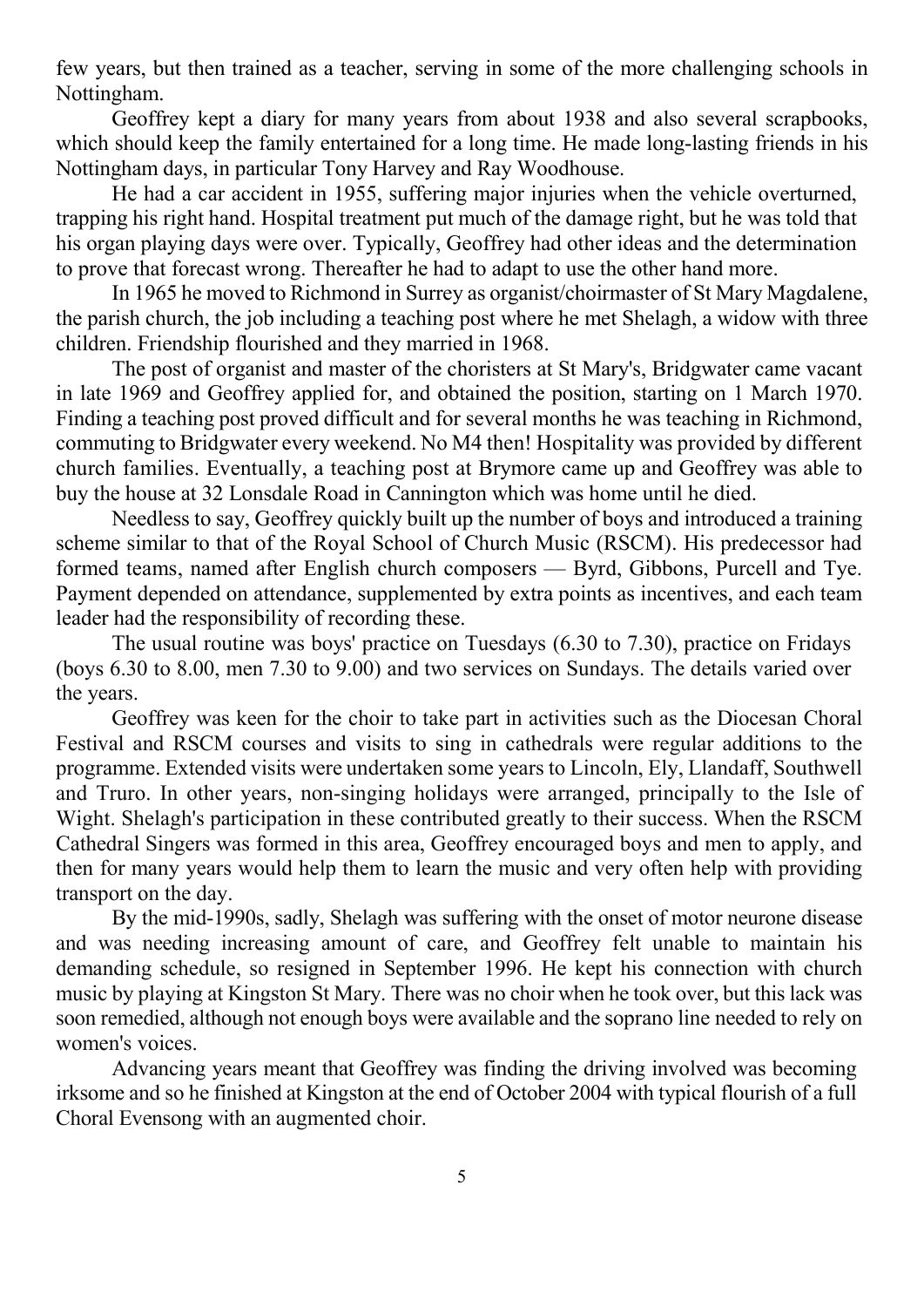few years, but then trained as a teacher, serving in some of the more challenging schools in Nottingham.

Geoffrey kept a diary for many years from about 1938 and also several scrapbooks, which should keep the family entertained for a long time. He made long-lasting friends in his Nottingham days, in particular Tony Harvey and Ray Woodhouse.

He had a car accident in 1955, suffering major injuries when the vehicle overturned, trapping his right hand. Hospital treatment put much of the damage right, but he was told that his organ playing days were over. Typically, Geoffrey had other ideas and the determination to prove that forecast wrong. Thereafter he had to adapt to use the other hand more.

In 1965 he moved to Richmond in Surrey as organist/choirmaster of St Mary Magdalene, the parish church, the job including a teaching post where he met Shelagh, a widow with three children. Friendship flourished and they married in 1968.

The post of organist and master of the choristers at St Mary's, Bridgwater came vacant in late 1969 and Geoffrey applied for, and obtained the position, starting on 1 March 1970. Finding a teaching post proved difficult and for several months he was teaching in Richmond, commuting to Bridgwater every weekend. No M4 then! Hospitality was provided by different church families. Eventually, a teaching post at Brymore came up and Geoffrey was able to buy the house at 32 Lonsdale Road in Cannington which was home until he died.

Needless to say, Geoffrey quickly built up the number of boys and introduced a training scheme similar to that of the Royal School of Church Music (RSCM). His predecessor had formed teams, named after English church composers — Byrd, Gibbons, Purcell and Tye. Payment depended on attendance, supplemented by extra points as incentives, and each team leader had the responsibility of recording these.

The usual routine was boys' practice on Tuesdays (6.30 to 7.30), practice on Fridays (boys 6.30 to 8.00, men 7.30 to 9.00) and two services on Sundays. The details varied over the years.

Geoffrey was keen for the choir to take part in activities such as the Diocesan Choral Festival and RSCM courses and visits to sing in cathedrals were regular additions to the programme. Extended visits were undertaken some years to Lincoln, Ely, Llandaff, Southwell and Truro. In other years, non-singing holidays were arranged, principally to the Isle of Wight. Shelagh's participation in these contributed greatly to their success. When the RSCM Cathedral Singers was formed in this area, Geoffrey encouraged boys and men to apply, and then for many years would help them to learn the music and very often help with providing transport on the day.

By the mid-1990s, sadly, Shelagh was suffering with the onset of motor neurone disease and was needing increasing amount of care, and Geoffrey felt unable to maintain his demanding schedule, so resigned in September 1996. He kept his connection with church music by playing at Kingston St Mary. There was no choir when he took over, but this lack was soon remedied, although not enough boys were available and the soprano line needed to rely on women's voices.

Advancing years meant that Geoffrey was finding the driving involved was becoming irksome and so he finished at Kingston at the end of October 2004 with typical flourish of a full Choral Evensong with an augmented choir.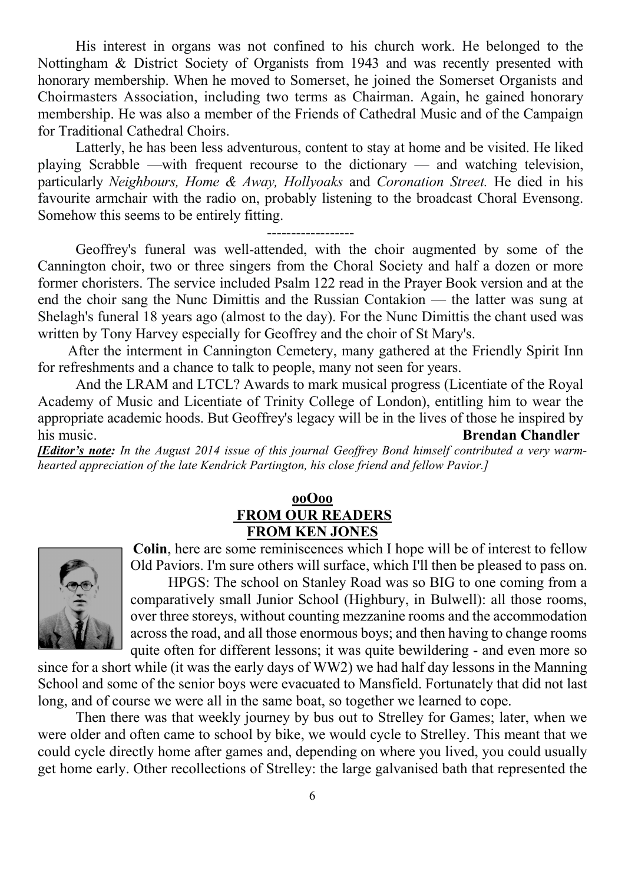His interest in organs was not confined to his church work. He belonged to the Nottingham & District Society of Organists from 1943 and was recently presented with honorary membership. When he moved to Somerset, he joined the Somerset Organists and Choirmasters Association, including two terms as Chairman. Again, he gained honorary membership. He was also a member of the Friends of Cathedral Music and of the Campaign for Traditional Cathedral Choirs.

Latterly, he has been less adventurous, content to stay at home and be visited. He liked playing Scrabble —with frequent recourse to the dictionary — and watching television, particularly *Neighbours, Home & Away, Hollyoaks* and *Coronation Street.* He died in his favourite armchair with the radio on, probably listening to the broadcast Choral Evensong. Somehow this seems to be entirely fitting.

------------------

Geoffrey's funeral was well-attended, with the choir augmented by some of the Cannington choir, two or three singers from the Choral Society and half a dozen or more former choristers. The service included Psalm 122 read in the Prayer Book version and at the end the choir sang the Nunc Dimittis and the Russian Contakion — the latter was sung at Shelagh's funeral 18 years ago (almost to the day). For the Nunc Dimittis the chant used was written by Tony Harvey especially for Geoffrey and the choir of St Mary's.

After the interment in Cannington Cemetery, many gathered at the Friendly Spirit Inn for refreshments and a chance to talk to people, many not seen for years.

And the LRAM and LTCL? Awards to mark musical progress (Licentiate of the Royal Academy of Music and Licentiate of Trinity College of London), entitling him to wear the appropriate academic hoods. But Geoffrey's legacy will be in the lives of those he inspired by his music. **Brendan Chandler**

***[Editor's note:*** *In the August 2014 issue of this journal Geoffrey Bond himself contributed a very warm-hearted appreciation of the late Kendrick Partington, his close friend and fellow Pavior.]*

**ooOoo**

## FROM OUR READERS

### FROM KEN JONES

**Colin**, here are some reminiscences which I hope will be of interest to fellow Old Paviors. I'm sure others will surface, which I'll then be pleased to pass on.

HPGS: The school on Stanley Road was so BIG to one coming from a comparatively small Junior School (Highbury, in Bulwell): all those rooms, over three storeys, without counting mezzanine rooms and the accommodation across the road, and all those enormous boys; and then having to change rooms quite often for different lessons; it was quite bewildering - and even more so since for a short while (it was the early days of WW2) we had half day lessons in the Manning School and some of the senior boys were evacuated to Mansfield. Fortunately that did not last long, and of course we were all in the same boat, so together we learned to cope.

Then there was that weekly journey by bus out to Strelley for Games; later, when we were older and often came to school by bike, we would cycle to Strelley. This meant that we could cycle directly home after games and, depending on where you lived, you could usually get home early. Other recollections of Strelley: the large galvanised bath that represented the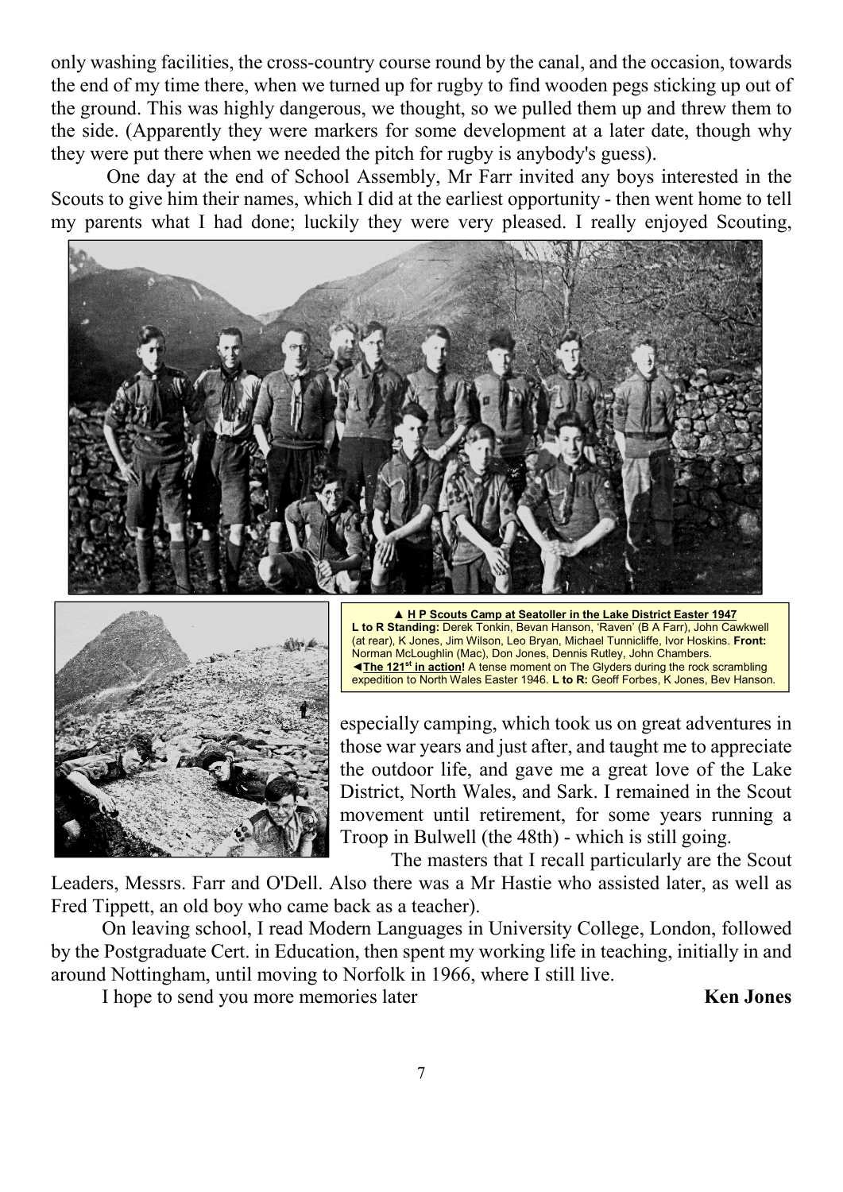only washing facilities, the cross-country course round by the canal, and the occasion, towards the end of my time there, when we turned up for rugby to find wooden pegs sticking up out of the ground. This was highly dangerous, we thought, so we pulled them up and threw them to the side. (Apparently they were markers for some development at a later date, though why they were put there when we needed the pitch for rugby is anybody's guess).

One day at the end of School Assembly, Mr Farr invited any boys interested in the Scouts to give him their names, which I did at the earliest opportunity - then went home to tell my parents what I had done; luckily they were very pleased. I really enjoyed Scouting, especially camping, which took us on great adventures in those war years and just after, and taught me to appreciate the outdoor life, and gave me a great love of the Lake District, North Wales, and Sark. I remained in the Scout movement until retirement, for some years running a Troop in Bulwell (the 48th) - which is still going.

▲ **H P Scouts Camp at Seatoller in the Lake District Easter 1947**
**L to R Standing:** Derek Tonkin, Bevan Hanson, 'Raven' (B A Farr), John Cawkwell (at rear), K Jones, Jim Wilson, Leo Bryan, Michael Tunnicliffe, Ivor Hoskins. **Front:** Norman McLoughlin (Mac), Don Jones, Dennis Rutley, John Chambers.
◄**The 121st in action!** A tense moment on The Glyders during the rock scrambling expedition to North Wales Easter 1946. **L to R:** Geoff Forbes, K Jones, Bev Hanson.

The masters that I recall particularly are the Scout Leaders, Messrs. Farr and O'Dell. Also there was a Mr Hastie who assisted later, as well as Fred Tippett, an old boy who came back as a teacher).

On leaving school, I read Modern Languages in University College, London, followed by the Postgraduate Cert. in Education, then spent my working life in teaching, initially in and around Nottingham, until moving to Norfolk in 1966, where I still live.

I hope to send you more memories later **Ken Jones**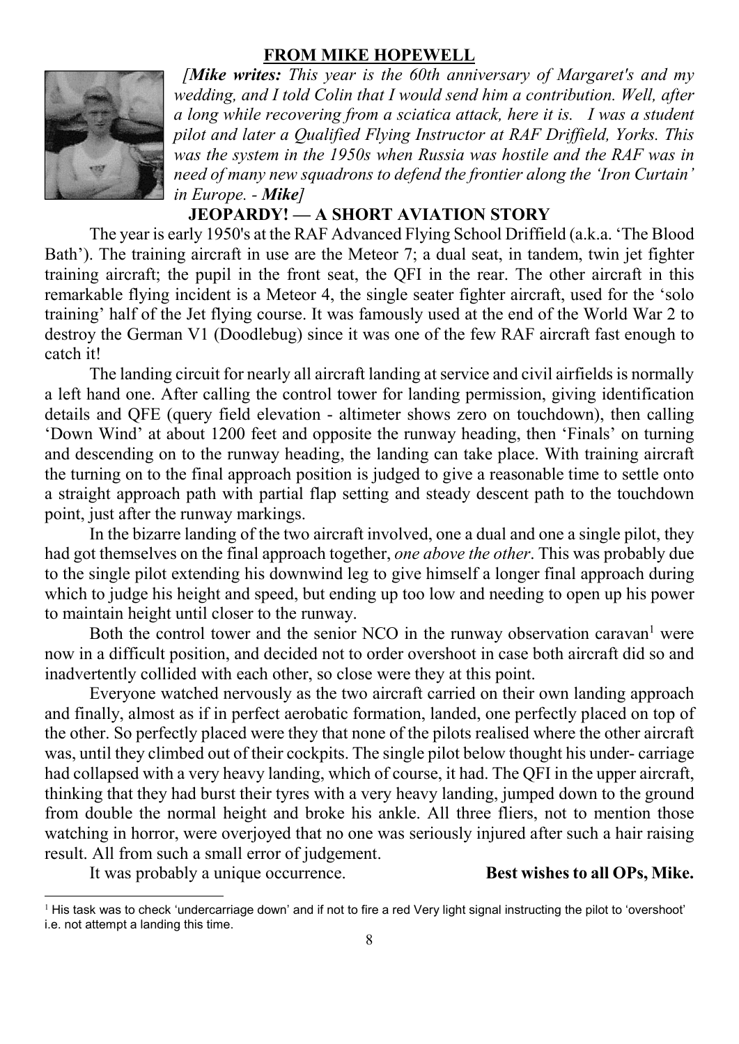## FROM MIKE HOPEWELL

*[**Mike writes:** This year is the 60th anniversary of Margaret's and my wedding, and I told Colin that I would send him a contribution. Well, after a long while recovering from a sciatica attack, here it is. I was a student pilot and later a Qualified Flying Instructor at RAF Driffield, Yorks. This was the system in the 1950s when Russia was hostile and the RAF was in need of many new squadrons to defend the frontier along the 'Iron Curtain' in Europe. - **Mike**]*

### JEOPARDY! — A SHORT AVIATION STORY

The year is early 1950's at the RAF Advanced Flying School Driffield (a.k.a. 'The Blood Bath'). The training aircraft in use are the Meteor 7; a dual seat, in tandem, twin jet fighter training aircraft; the pupil in the front seat, the QFI in the rear. The other aircraft in this remarkable flying incident is a Meteor 4, the single seater fighter aircraft, used for the 'solo training' half of the Jet flying course. It was famously used at the end of the World War 2 to destroy the German V1 (Doodlebug) since it was one of the few RAF aircraft fast enough to catch it!

The landing circuit for nearly all aircraft landing at service and civil airfields is normally a left hand one. After calling the control tower for landing permission, giving identification details and QFE (query field elevation - altimeter shows zero on touchdown), then calling 'Down Wind' at about 1200 feet and opposite the runway heading, then 'Finals' on turning and descending on to the runway heading, the landing can take place. With training aircraft the turning on to the final approach position is judged to give a reasonable time to settle onto a straight approach path with partial flap setting and steady descent path to the touchdown point, just after the runway markings.

In the bizarre landing of the two aircraft involved, one a dual and one a single pilot, they had got themselves on the final approach together, *one above the other*. This was probably due to the single pilot extending his downwind leg to give himself a longer final approach during which to judge his height and speed, but ending up too low and needing to open up his power to maintain height until closer to the runway.

Both the control tower and the senior NCO in the runway observation caravan[1] were now in a difficult position, and decided not to order overshoot in case both aircraft did so and inadvertently collided with each other, so close were they at this point.

Everyone watched nervously as the two aircraft carried on their own landing approach and finally, almost as if in perfect aerobatic formation, landed, one perfectly placed on top of the other. So perfectly placed were they that none of the pilots realised where the other aircraft was, until they climbed out of their cockpits. The single pilot below thought his under- carriage had collapsed with a very heavy landing, which of course, it had. The QFI in the upper aircraft, thinking that they had burst their tyres with a very heavy landing, jumped down to the ground from double the normal height and broke his ankle. All three fliers, not to mention those watching in horror, were overjoyed that no one was seriously injured after such a hair raising result. All from such a small error of judgement.

It was probably a unique occurrence. **Best wishes to all OPs, Mike.**

---

[1] His task was to check 'undercarriage down' and if not to fire a red Very light signal instructing the pilot to 'overshoot' i.e. not attempt a landing this time.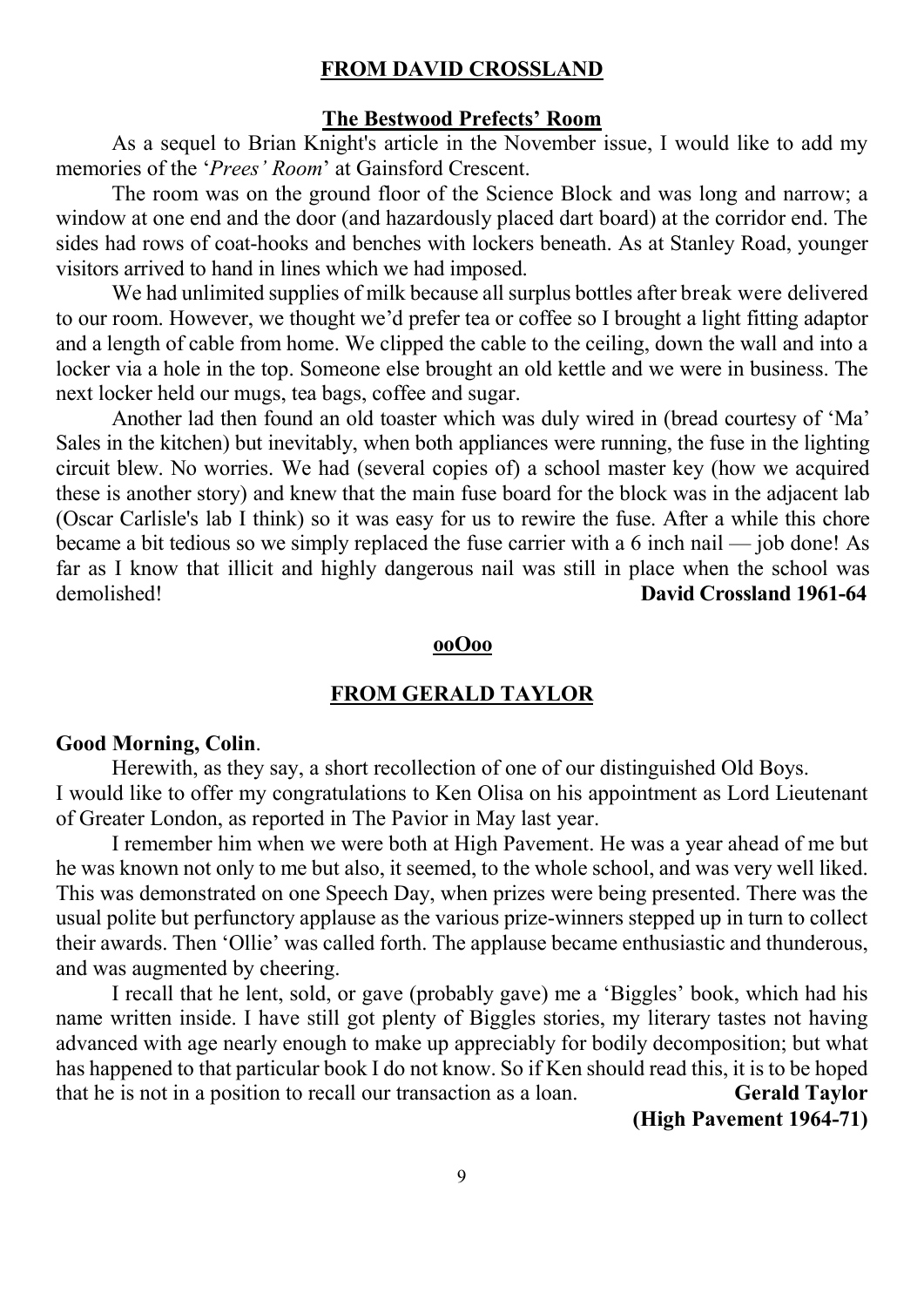## FROM DAVID CROSSLAND

### The Bestwood Prefects' Room

As a sequel to Brian Knight's article in the November issue, I would like to add my memories of the '*Prees' Room*' at Gainsford Crescent.

The room was on the ground floor of the Science Block and was long and narrow; a window at one end and the door (and hazardously placed dart board) at the corridor end. The sides had rows of coat-hooks and benches with lockers beneath. As at Stanley Road, younger visitors arrived to hand in lines which we had imposed.

We had unlimited supplies of milk because all surplus bottles after break were delivered to our room. However, we thought we'd prefer tea or coffee so I brought a light fitting adaptor and a length of cable from home. We clipped the cable to the ceiling, down the wall and into a locker via a hole in the top. Someone else brought an old kettle and we were in business. The next locker held our mugs, tea bags, coffee and sugar.

Another lad then found an old toaster which was duly wired in (bread courtesy of 'Ma' Sales in the kitchen) but inevitably, when both appliances were running, the fuse in the lighting circuit blew. No worries. We had (several copies of) a school master key (how we acquired these is another story) and knew that the main fuse board for the block was in the adjacent lab (Oscar Carlisle's lab I think) so it was easy for us to rewire the fuse. After a while this chore became a bit tedious so we simply replaced the fuse carrier with a 6 inch nail — job done! As far as I know that illicit and highly dangerous nail was still in place when the school was demolished! **David Crossland 1961-64**

**ooOoo**

## FROM GERALD TAYLOR

**Good Morning, Colin**.

Herewith, as they say, a short recollection of one of our distinguished Old Boys.

I would like to offer my congratulations to Ken Olisa on his appointment as Lord Lieutenant of Greater London, as reported in The Pavior in May last year.

I remember him when we were both at High Pavement. He was a year ahead of me but he was known not only to me but also, it seemed, to the whole school, and was very well liked. This was demonstrated on one Speech Day, when prizes were being presented. There was the usual polite but perfunctory applause as the various prize-winners stepped up in turn to collect their awards. Then 'Ollie' was called forth. The applause became enthusiastic and thunderous, and was augmented by cheering.

I recall that he lent, sold, or gave (probably gave) me a 'Biggles' book, which had his name written inside. I have still got plenty of Biggles stories, my literary tastes not having advanced with age nearly enough to make up appreciably for bodily decomposition; but what has happened to that particular book I do not know. So if Ken should read this, it is to be hoped that he is not in a position to recall our transaction as a loan. **Gerald Taylor (High Pavement 1964-71)**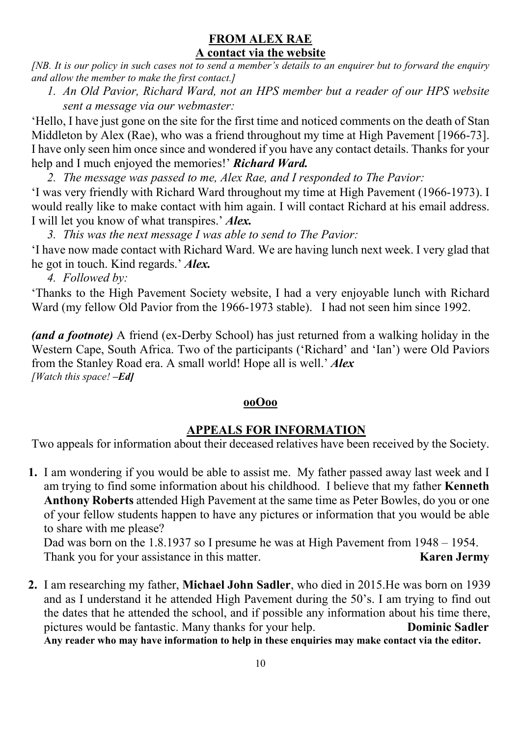## FROM ALEX RAE

### A contact via the website

*[NB. It is our policy in such cases not to send a member's details to an enquirer but to forward the enquiry and allow the member to make the first contact.]*

1. *An Old Pavior, Richard Ward, not an HPS member but a reader of our HPS website sent a message via our webmaster:*

'Hello, I have just gone on the site for the first time and noticed comments on the death of Stan Middleton by Alex (Rae), who was a friend throughout my time at High Pavement [1966-73]. I have only seen him once since and wondered if you have any contact details. Thanks for your help and I much enjoyed the memories!' ***Richard Ward.***

2. *The message was passed to me, Alex Rae, and I responded to The Pavior:*

'I was very friendly with Richard Ward throughout my time at High Pavement (1966-1973). I would really like to make contact with him again. I will contact Richard at his email address. I will let you know of what transpires.' ***Alex.***

3. *This was the next message I was able to send to The Pavior:*

'I have now made contact with Richard Ward. We are having lunch next week. I very glad that he got in touch. Kind regards.' ***Alex.***

4. *Followed by:*

'Thanks to the High Pavement Society website, I had a very enjoyable lunch with Richard Ward (my fellow Old Pavior from the 1966-1973 stable). I had not seen him since 1992.

***(and a footnote)*** A friend (ex-Derby School) has just returned from a walking holiday in the Western Cape, South Africa. Two of the participants ('Richard' and 'Ian') were Old Paviors from the Stanley Road era. A small world! Hope all is well.' ***Alex***
*[Watch this space! **–Ed]***

**ooOoo**

## APPEALS FOR INFORMATION

Two appeals for information about their deceased relatives have been received by the Society.

**1.** I am wondering if you would be able to assist me. My father passed away last week and I am trying to find some information about his childhood. I believe that my father **Kenneth Anthony Roberts** attended High Pavement at the same time as Peter Bowles, do you or one of your fellow students happen to have any pictures or information that you would be able to share with me please?

Dad was born on the 1.8.1937 so I presume he was at High Pavement from 1948 – 1954.
Thank you for your assistance in this matter. **Karen Jermy**

**2.** I am researching my father, **Michael John Sadler**, who died in 2015.He was born on 1939 and as I understand it he attended High Pavement during the 50's. I am trying to find out the dates that he attended the school, and if possible any information about his time there, pictures would be fantastic. Many thanks for your help. **Dominic Sadler**

**Any reader who may have information to help in these enquiries may make contact via the editor.**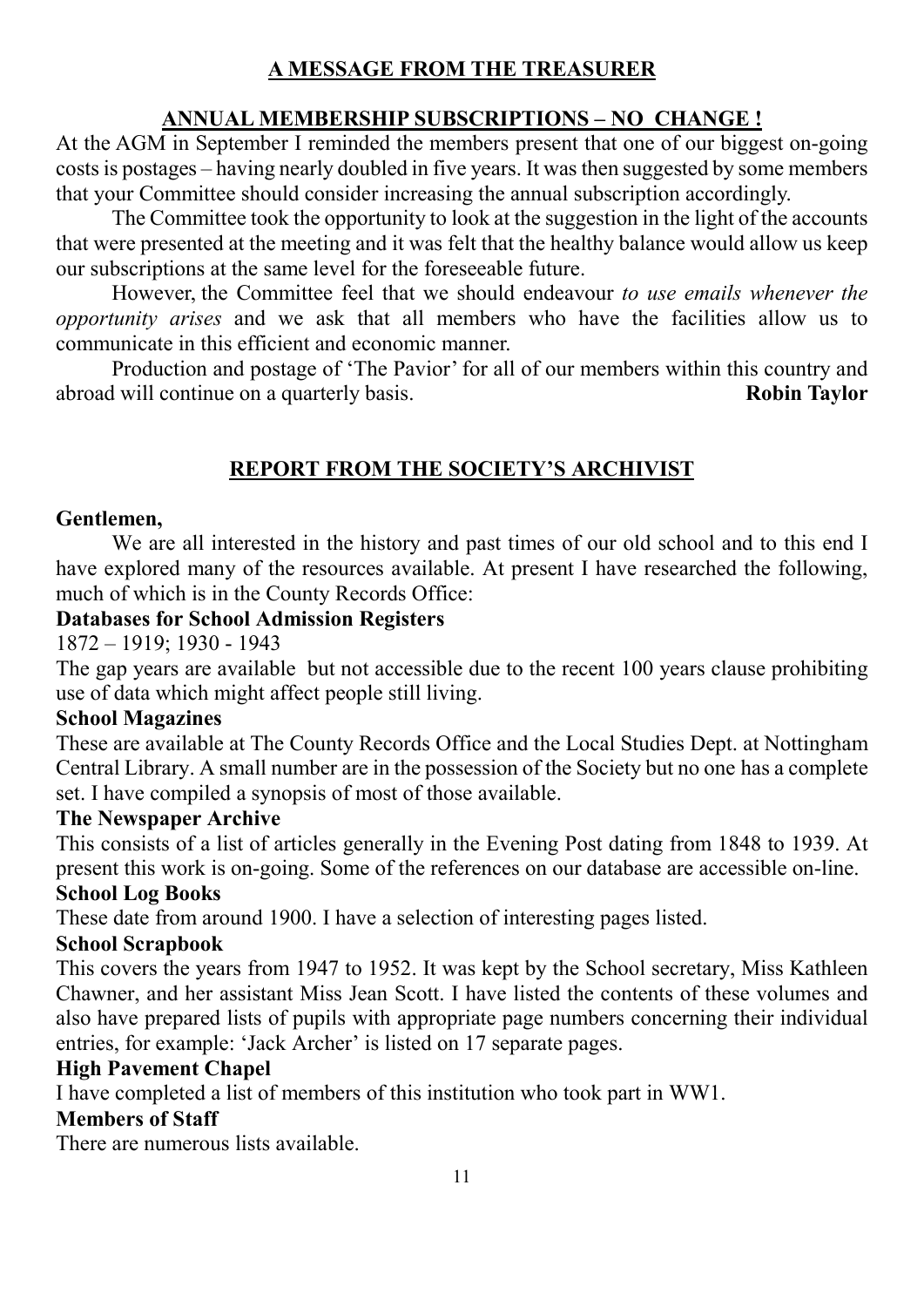## A MESSAGE FROM THE TREASURER

### ANNUAL MEMBERSHIP SUBSCRIPTIONS – NO CHANGE !

At the AGM in September I reminded the members present that one of our biggest on-going costs is postages – having nearly doubled in five years. It was then suggested by some members that your Committee should consider increasing the annual subscription accordingly.

The Committee took the opportunity to look at the suggestion in the light of the accounts that were presented at the meeting and it was felt that the healthy balance would allow us keep our subscriptions at the same level for the foreseeable future.

However, the Committee feel that we should endeavour *to use emails whenever the opportunity arises* and we ask that all members who have the facilities allow us to communicate in this efficient and economic manner.

Production and postage of 'The Pavior' for all of our members within this country and abroad will continue on a quarterly basis. **Robin Taylor**

## REPORT FROM THE SOCIETY'S ARCHIVIST

**Gentlemen,**

We are all interested in the history and past times of our old school and to this end I have explored many of the resources available. At present I have researched the following, much of which is in the County Records Office:

**Databases for School Admission Registers**

1872 – 1919; 1930 - 1943

The gap years are available but not accessible due to the recent 100 years clause prohibiting use of data which might affect people still living.

**School Magazines**

These are available at The County Records Office and the Local Studies Dept. at Nottingham Central Library. A small number are in the possession of the Society but no one has a complete set. I have compiled a synopsis of most of those available.

**The Newspaper Archive**

This consists of a list of articles generally in the Evening Post dating from 1848 to 1939. At present this work is on-going. Some of the references on our database are accessible on-line.

**School Log Books**

These date from around 1900. I have a selection of interesting pages listed.

**School Scrapbook**

This covers the years from 1947 to 1952. It was kept by the School secretary, Miss Kathleen Chawner, and her assistant Miss Jean Scott. I have listed the contents of these volumes and also have prepared lists of pupils with appropriate page numbers concerning their individual entries, for example: 'Jack Archer' is listed on 17 separate pages.

**High Pavement Chapel**

I have completed a list of members of this institution who took part in WW1.

**Members of Staff**

There are numerous lists available.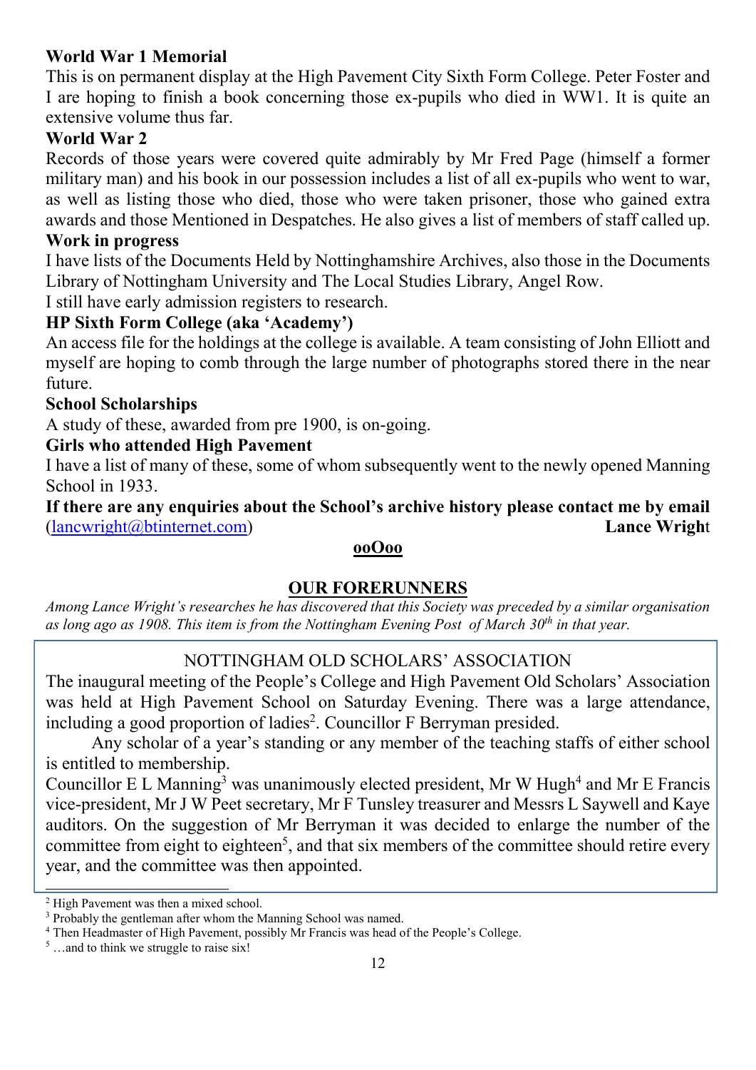**World War 1 Memorial**

This is on permanent display at the High Pavement City Sixth Form College. Peter Foster and I are hoping to finish a book concerning those ex-pupils who died in WW1. It is quite an extensive volume thus far.

**World War 2**

Records of those years were covered quite admirably by Mr Fred Page (himself a former military man) and his book in our possession includes a list of all ex-pupils who went to war, as well as listing those who died, those who were taken prisoner, those who gained extra awards and those Mentioned in Despatches. He also gives a list of members of staff called up.

**Work in progress**

I have lists of the Documents Held by Nottinghamshire Archives, also those in the Documents Library of Nottingham University and The Local Studies Library, Angel Row.

I still have early admission registers to research.

**HP Sixth Form College (aka 'Academy')**

An access file for the holdings at the college is available. A team consisting of John Elliott and myself are hoping to comb through the large number of photographs stored there in the near future.

**School Scholarships**

A study of these, awarded from pre 1900, is on-going.

**Girls who attended High Pavement**

I have a list of many of these, some of whom subsequently went to the newly opened Manning School in 1933.

**If there are any enquiries about the School's archive history please contact me by email** (lancwright@btinternet.com) **Lance Wright**

**ooOoo**

## OUR FORERUNNERS

*Among Lance Wright's researches he has discovered that this Society was preceded by a similar organisation as long ago as 1908. This item is from the Nottingham Evening Post of March 30th in that year.*

### NOTTINGHAM OLD SCHOLARS' ASSOCIATION

The inaugural meeting of the People's College and High Pavement Old Scholars' Association was held at High Pavement School on Saturday Evening. There was a large attendance, including a good proportion of ladies[2]. Councillor F Berryman presided.

Any scholar of a year's standing or any member of the teaching staffs of either school is entitled to membership.

Councillor E L Manning[3] was unanimously elected president, Mr W Hugh[4] and Mr E Francis vice-president, Mr J W Peet secretary, Mr F Tunsley treasurer and Messrs L Saywell and Kaye auditors. On the suggestion of Mr Berryman it was decided to enlarge the number of the committee from eight to eighteen[5], and that six members of the committee should retire every year, and the committee was then appointed.

---

[2] High Pavement was then a mixed school.

[3] Probably the gentleman after whom the Manning School was named.

[4] Then Headmaster of High Pavement, possibly Mr Francis was head of the People's College.

[5] …and to think we struggle to raise six!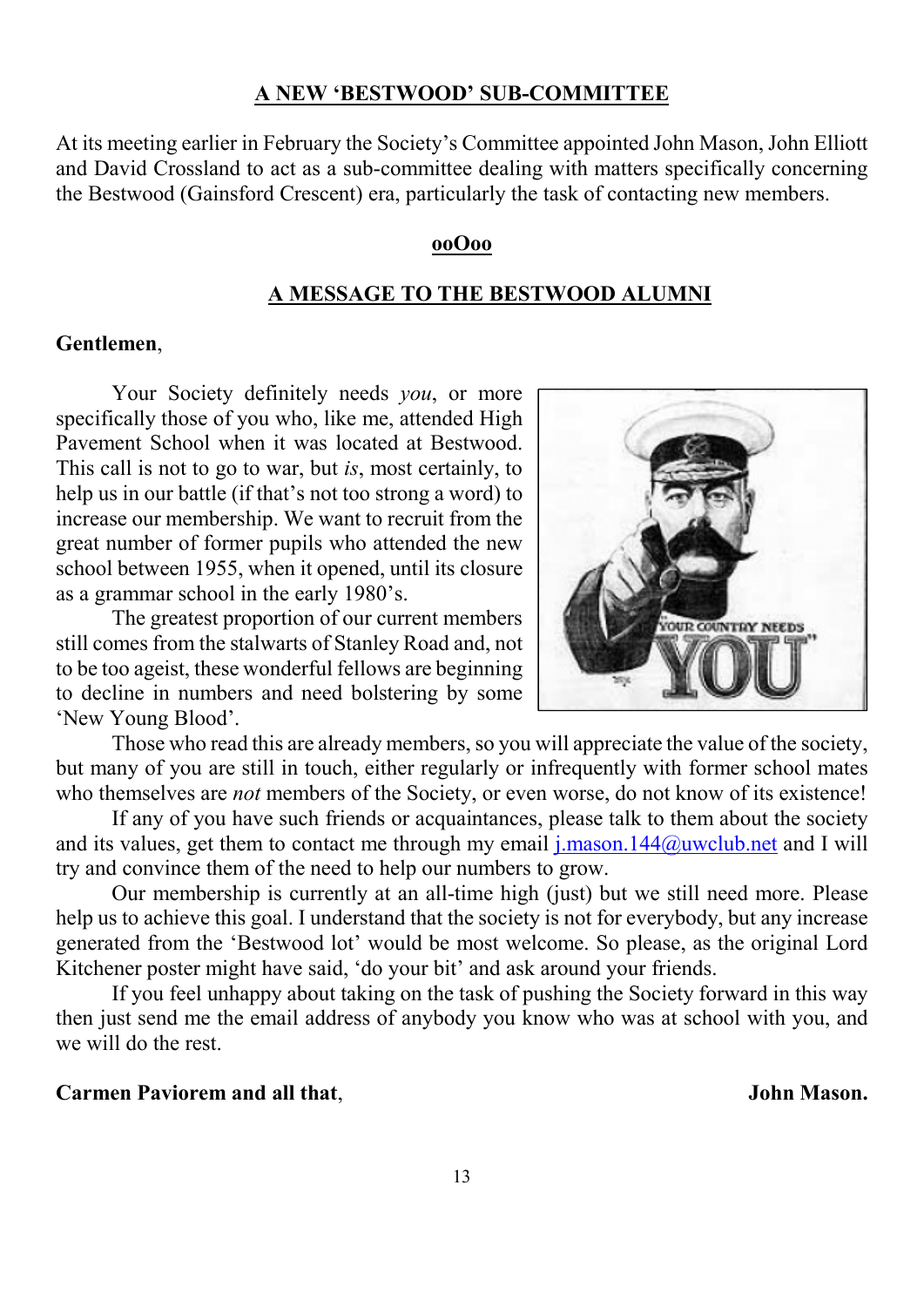## A NEW 'BESTWOOD' SUB-COMMITTEE

At its meeting earlier in February the Society's Committee appointed John Mason, John Elliott and David Crossland to act as a sub-committee dealing with matters specifically concerning the Bestwood (Gainsford Crescent) era, particularly the task of contacting new members.

**ooOoo**

## A MESSAGE TO THE BESTWOOD ALUMNI

**Gentlemen**,

Your Society definitely needs *you*, or more specifically those of you who, like me, attended High Pavement School when it was located at Bestwood. This call is not to go to war, but *is*, most certainly, to help us in our battle (if that's not too strong a word) to increase our membership. We want to recruit from the great number of former pupils who attended the new school between 1955, when it opened, until its closure as a grammar school in the early 1980's.

The greatest proportion of our current members still comes from the stalwarts of Stanley Road and, not to be too ageist, these wonderful fellows are beginning to decline in numbers and need bolstering by some 'New Young Blood'.

Those who read this are already members, so you will appreciate the value of the society, but many of you are still in touch, either regularly or infrequently with former school mates who themselves are *not* members of the Society, or even worse, do not know of its existence!

If any of you have such friends or acquaintances, please talk to them about the society and its values, get them to contact me through my email j.mason.144@uwclub.net and I will try and convince them of the need to help our numbers to grow.

Our membership is currently at an all-time high (just) but we still need more. Please help us to achieve this goal. I understand that the society is not for everybody, but any increase generated from the 'Bestwood lot' would be most welcome. So please, as the original Lord Kitchener poster might have said, 'do your bit' and ask around your friends.

If you feel unhappy about taking on the task of pushing the Society forward in this way then just send me the email address of anybody you know who was at school with you, and we will do the rest.

**Carmen Paviorem and all that**, **John Mason.**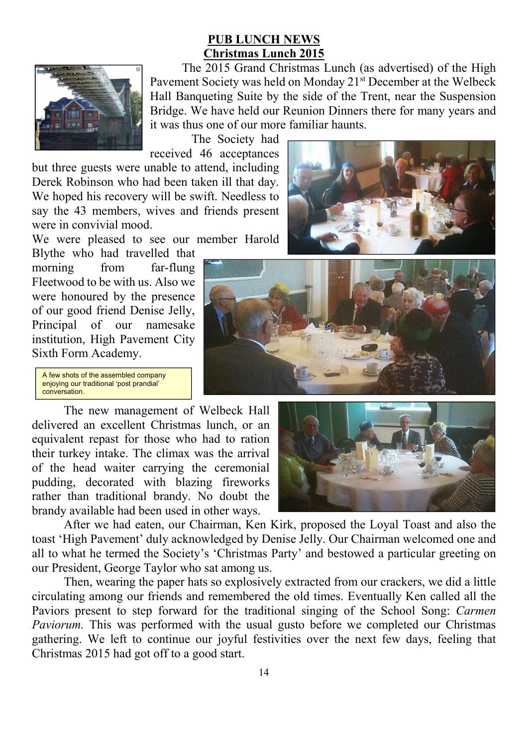## PUB LUNCH NEWS

## Christmas Lunch 2015

The 2015 Grand Christmas Lunch (as advertised) of the High Pavement Society was held on Monday 21st December at the Welbeck Hall Banqueting Suite by the side of the Trent, near the Suspension Bridge. We have held our Reunion Dinners there for many years and it was thus one of our more familiar haunts.

The Society had received 46 acceptances but three guests were unable to attend, including Derek Robinson who had been taken ill that day. We hoped his recovery will be swift. Needless to say the 43 members, wives and friends present were in convivial mood.

We were pleased to see our member Harold Blythe who had travelled that morning from far-flung Fleetwood to be with us. Also we were honoured by the presence of our good friend Denise Jelly, Principal of our namesake institution, High Pavement City Sixth Form Academy.

A few shots of the assembled company enjoying our traditional 'post prandial' conversation.

The new management of Welbeck Hall delivered an excellent Christmas lunch, or an equivalent repast for those who had to ration their turkey intake. The climax was the arrival of the head waiter carrying the ceremonial pudding, decorated with blazing fireworks rather than traditional brandy. No doubt the brandy available had been used in other ways.

After we had eaten, our Chairman, Ken Kirk, proposed the Loyal Toast and also the toast 'High Pavement' duly acknowledged by Denise Jelly. Our Chairman welcomed one and all to what he termed the Society's 'Christmas Party' and bestowed a particular greeting on our President, George Taylor who sat among us.

Then, wearing the paper hats so explosively extracted from our crackers, we did a little circulating among our friends and remembered the old times. Eventually Ken called all the Paviors present to step forward for the traditional singing of the School Song: *Carmen Paviorum.* This was performed with the usual gusto before we completed our Christmas gathering. We left to continue our joyful festivities over the next few days, feeling that Christmas 2015 had got off to a good start.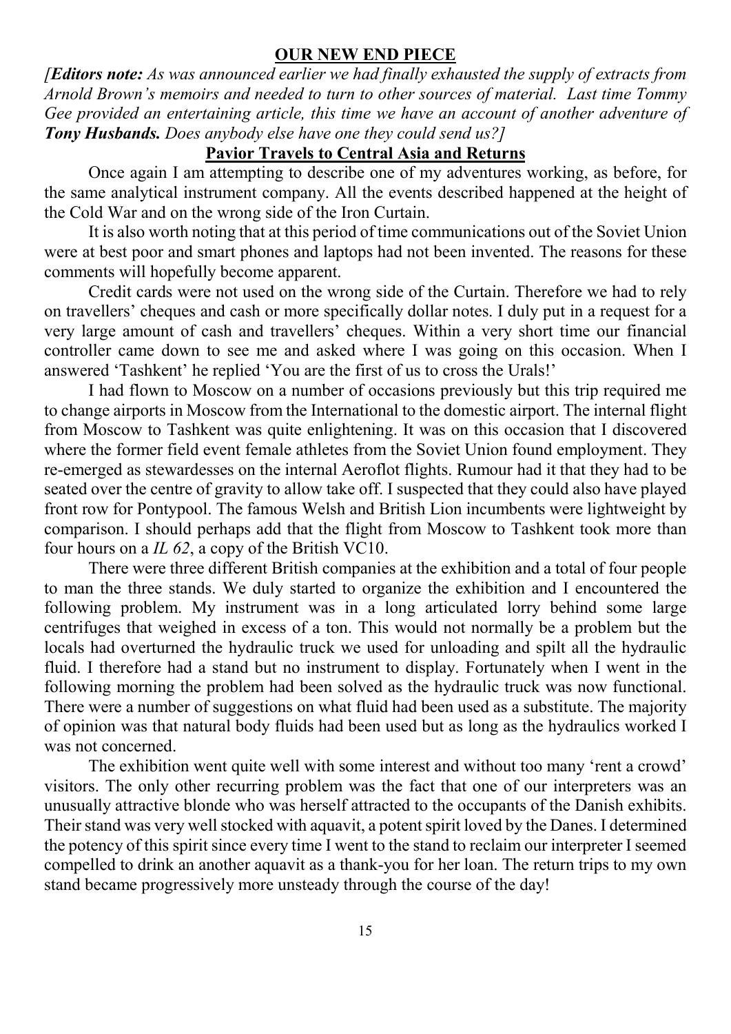## OUR NEW END PIECE

*[**Editors note:** As was announced earlier we had finally exhausted the supply of extracts from Arnold Brown's memoirs and needed to turn to other sources of material. Last time Tommy Gee provided an entertaining article, this time we have an account of another adventure of **Tony Husbands.** Does anybody else have one they could send us?]*

### Pavior Travels to Central Asia and Returns

Once again I am attempting to describe one of my adventures working, as before, for the same analytical instrument company. All the events described happened at the height of the Cold War and on the wrong side of the Iron Curtain.

It is also worth noting that at this period of time communications out of the Soviet Union were at best poor and smart phones and laptops had not been invented. The reasons for these comments will hopefully become apparent.

Credit cards were not used on the wrong side of the Curtain. Therefore we had to rely on travellers' cheques and cash or more specifically dollar notes. I duly put in a request for a very large amount of cash and travellers' cheques. Within a very short time our financial controller came down to see me and asked where I was going on this occasion. When I answered 'Tashkent' he replied 'You are the first of us to cross the Urals!'

I had flown to Moscow on a number of occasions previously but this trip required me to change airports in Moscow from the International to the domestic airport. The internal flight from Moscow to Tashkent was quite enlightening. It was on this occasion that I discovered where the former field event female athletes from the Soviet Union found employment. They re-emerged as stewardesses on the internal Aeroflot flights. Rumour had it that they had to be seated over the centre of gravity to allow take off. I suspected that they could also have played front row for Pontypool. The famous Welsh and British Lion incumbents were lightweight by comparison. I should perhaps add that the flight from Moscow to Tashkent took more than four hours on a *IL 62*, a copy of the British VC10.

There were three different British companies at the exhibition and a total of four people to man the three stands. We duly started to organize the exhibition and I encountered the following problem. My instrument was in a long articulated lorry behind some large centrifuges that weighed in excess of a ton. This would not normally be a problem but the locals had overturned the hydraulic truck we used for unloading and spilt all the hydraulic fluid. I therefore had a stand but no instrument to display. Fortunately when I went in the following morning the problem had been solved as the hydraulic truck was now functional. There were a number of suggestions on what fluid had been used as a substitute. The majority of opinion was that natural body fluids had been used but as long as the hydraulics worked I was not concerned.

The exhibition went quite well with some interest and without too many 'rent a crowd' visitors. The only other recurring problem was the fact that one of our interpreters was an unusually attractive blonde who was herself attracted to the occupants of the Danish exhibits. Their stand was very well stocked with aquavit, a potent spirit loved by the Danes. I determined the potency of this spirit since every time I went to the stand to reclaim our interpreter I seemed compelled to drink an another aquavit as a thank-you for her loan. The return trips to my own stand became progressively more unsteady through the course of the day!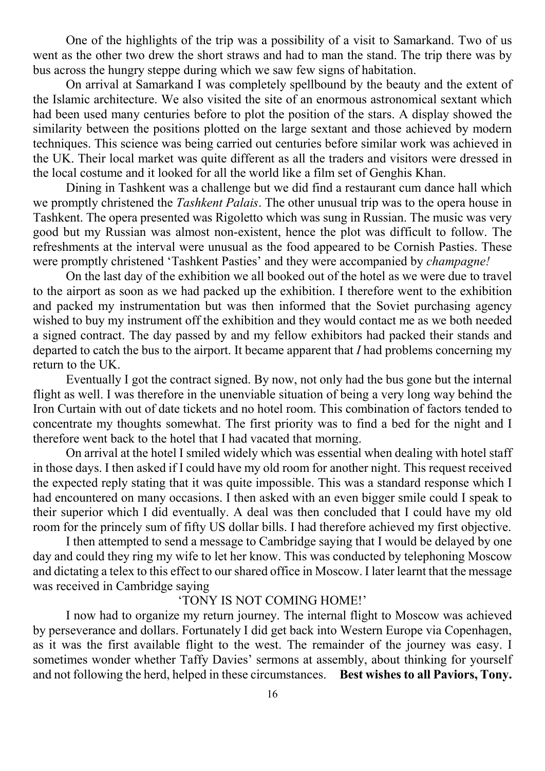One of the highlights of the trip was a possibility of a visit to Samarkand. Two of us went as the other two drew the short straws and had to man the stand. The trip there was by bus across the hungry steppe during which we saw few signs of habitation.

On arrival at Samarkand I was completely spellbound by the beauty and the extent of the Islamic architecture. We also visited the site of an enormous astronomical sextant which had been used many centuries before to plot the position of the stars. A display showed the similarity between the positions plotted on the large sextant and those achieved by modern techniques. This science was being carried out centuries before similar work was achieved in the UK. Their local market was quite different as all the traders and visitors were dressed in the local costume and it looked for all the world like a film set of Genghis Khan.

Dining in Tashkent was a challenge but we did find a restaurant cum dance hall which we promptly christened the *Tashkent Palais*. The other unusual trip was to the opera house in Tashkent. The opera presented was Rigoletto which was sung in Russian. The music was very good but my Russian was almost non-existent, hence the plot was difficult to follow. The refreshments at the interval were unusual as the food appeared to be Cornish Pasties. These were promptly christened 'Tashkent Pasties' and they were accompanied by *champagne!*

On the last day of the exhibition we all booked out of the hotel as we were due to travel to the airport as soon as we had packed up the exhibition. I therefore went to the exhibition and packed my instrumentation but was then informed that the Soviet purchasing agency wished to buy my instrument off the exhibition and they would contact me as we both needed a signed contract. The day passed by and my fellow exhibitors had packed their stands and departed to catch the bus to the airport. It became apparent that *I* had problems concerning my return to the UK.

Eventually I got the contract signed. By now, not only had the bus gone but the internal flight as well. I was therefore in the unenviable situation of being a very long way behind the Iron Curtain with out of date tickets and no hotel room. This combination of factors tended to concentrate my thoughts somewhat. The first priority was to find a bed for the night and I therefore went back to the hotel that I had vacated that morning.

On arrival at the hotel I smiled widely which was essential when dealing with hotel staff in those days. I then asked if I could have my old room for another night. This request received the expected reply stating that it was quite impossible. This was a standard response which I had encountered on many occasions. I then asked with an even bigger smile could I speak to their superior which I did eventually. A deal was then concluded that I could have my old room for the princely sum of fifty US dollar bills. I had therefore achieved my first objective.

I then attempted to send a message to Cambridge saying that I would be delayed by one day and could they ring my wife to let her know. This was conducted by telephoning Moscow and dictating a telex to this effect to our shared office in Moscow. I later learnt that the message was received in Cambridge saying

'TONY IS NOT COMING HOME!'

I now had to organize my return journey. The internal flight to Moscow was achieved by perseverance and dollars. Fortunately I did get back into Western Europe via Copenhagen, as it was the first available flight to the west. The remainder of the journey was easy. I sometimes wonder whether Taffy Davies' sermons at assembly, about thinking for yourself and not following the herd, helped in these circumstances. **Best wishes to all Paviors, Tony.**